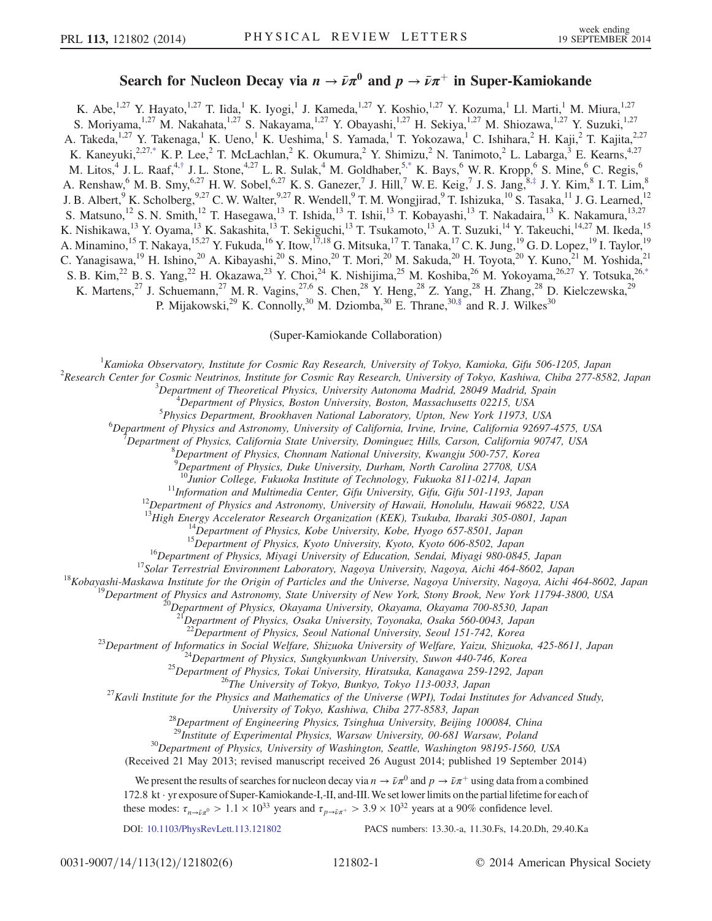# Search for Nucleon Decay via $n \to \bar{\nu}\pi^0$ and $p \to \bar{\nu}\pi^+$ in Super-Kamiokande

K. Abe,[1,27] Y. Hayato,[1,27] T. Iida,[1] K. Iyogi,[1] J. Kameda,[1,27] Y. Koshio,[1,27] Y. Kozuma,[1] Ll. Marti,[1] M. Miura,[1,27] S. Moriyama,[1,27] M. Nakahata,[1,27] S. Nakayama,[1,27] Y. Obayashi,[1,27] H. Sekiya,[1,27] M. Shiozawa,[1,27] Y. Suzuki,[1,27] A. Takeda,[1,27] Y. Takenaga,[1] K. Ueno,[1] K. Ueshima,[1] S. Yamada,[1] T. Yokozawa,[1] C. Ishihara,[2] H. Kaji,[2] T. Kajita,[2,27] K. Kaneyuki,[2,27,*] K. P. Lee,[2] T. McLachlan,[2] K. Okumura,[2] Y. Shimizu,[2] N. Tanimoto,[2] L. Labarga,[3] E. Kearns,[4,27] M. Litos,[4] J. L. Raaf,[4,†] J. L. Stone,[4,27] L. R. Sulak,[4] M. Goldhaber,[5,*] K. Bays,[6] W. R. Kropp,[6] S. Mine,[6] C. Regis,[6] A. Renshaw,[6] M. B. Smy,[6,27] H. W. Sobel,[6,27] K. S. Ganezer,[7] J. Hill,[7] W. E. Keig,[7] J. S. Jang,[8,‡] J. Y. Kim,[8] I. T. Lim,[8] J. B. Albert,[9] K. Scholberg,[9,27] C. W. Walter,[9,27] R. Wendell,[9] T. M. Wongjirad,[9] T. Ishizuka,[10] S. Tasaka,[11] J. G. Learned,[12] S. Matsuno,[12] S. N. Smith,[12] T. Hasegawa,[13] T. Ishida,[13] T. Ishii,[13] T. Kobayashi,[13] T. Nakadaira,[13] K. Nakamura,[13,27] K. Nishikawa,[13] Y. Oyama,[13] K. Sakashita,[13] T. Sekiguchi,[13] T. Tsukamoto,[13] A. T. Suzuki,[14] Y. Takeuchi,[14,27] M. Ikeda,[15] A. Minamino,[15] T. Nakaya,[15,27] Y. Fukuda,[16] Y. Itow,[17,18] G. Mitsuka,[17] T. Tanaka,[17] C. K. Jung,[19] G. D. Lopez,[19] I. Taylor,[19] C. Yanagisawa,[19] H. Ishino,[20] A. Kibayashi,[20] S. Mino,[20] T. Mori,[20] M. Sakuda,[20] H. Toyota,[20] Y. Kuno,[21] M. Yoshida,[21] S. B. Kim,[22] B. S. Yang,[22] H. Okazawa,[23] Y. Choi,[24] K. Nishijima,[25] M. Koshiba,[26] M. Yokoyama,[26,27] Y. Totsuka,[26,*] K. Martens,[27] J. Schuemann,[27] M. R. Vagins,[27,6] S. Chen,[28] Y. Heng,[28] Z. Yang,[28] H. Zhang,[28] D. Kielczewska,[29] P. Mijakowski,[29] K. Connolly,[30] M. Dziomba,[30] E. Thrane,[30,§] and R. J. Wilkes[30]

(Super-Kamiokande Collaboration)

[1] *Kamioka Observatory, Institute for Cosmic Ray Research, University of Tokyo, Kamioka, Gifu 506-1205, Japan*
[2] *Research Center for Cosmic Neutrinos, Institute for Cosmic Ray Research, University of Tokyo, Kashiwa, Chiba 277-8582, Japan*
[3] *Department of Theoretical Physics, University Autonoma Madrid, 28049 Madrid, Spain*
[4] *Department of Physics, Boston University, Boston, Massachusetts 02215, USA*
[5] *Physics Department, Brookhaven National Laboratory, Upton, New York 11973, USA*
[6] *Department of Physics and Astronomy, University of California, Irvine, Irvine, California 92697-4575, USA*
[7] *Department of Physics, California State University, Dominguez Hills, Carson, California 90747, USA*
[8] *Department of Physics, Chonnam National University, Kwangju 500-757, Korea*
[9] *Department of Physics, Duke University, Durham, North Carolina 27708, USA*
[10] *Junior College, Fukuoka Institute of Technology, Fukuoka 811-0214, Japan*
[11] *Information and Multimedia Center, Gifu University, Gifu, Gifu 501-1193, Japan*
[12] *Department of Physics and Astronomy, University of Hawaii, Honolulu, Hawaii 96822, USA*
[13] *High Energy Accelerator Research Organization (KEK), Tsukuba, Ibaraki 305-0801, Japan*
[14] *Department of Physics, Kobe University, Kobe, Hyogo 657-8501, Japan*
[15] *Department of Physics, Kyoto University, Kyoto, Kyoto 606-8502, Japan*
[16] *Department of Physics, Miyagi University of Education, Sendai, Miyagi 980-0845, Japan*
[17] *Solar Terrestrial Environment Laboratory, Nagoya University, Nagoya, Aichi 464-8602, Japan*
[18] *Kobayashi-Maskawa Institute for the Origin of Particles and the Universe, Nagoya University, Nagoya, Aichi 464-8602, Japan*
[19] *Department of Physics and Astronomy, State University of New York, Stony Brook, New York 11794-3800, USA*
[20] *Department of Physics, Okayama University, Okayama, Okayama 700-8530, Japan*
[21] *Department of Physics, Osaka University, Toyonaka, Osaka 560-0043, Japan*
[22] *Department of Physics, Seoul National University, Seoul 151-742, Korea*
[23] *Department of Informatics in Social Welfare, Shizuoka University of Welfare, Yaizu, Shizuoka, 425-8611, Japan*
[24] *Department of Physics, Sungkyunkwan University, Suwon 440-746, Korea*
[25] *Department of Physics, Tokai University, Hiratsuka, Kanagawa 259-1292, Japan*
[26] *The University of Tokyo, Bunkyo, Tokyo 113-0033, Japan*
[27] *Kavli Institute for the Physics and Mathematics of the Universe (WPI), Todai Institutes for Advanced Study, University of Tokyo, Kashiwa, Chiba 277-8583, Japan*
[28] *Department of Engineering Physics, Tsinghua University, Beijing 100084, China*
[29] *Institute of Experimental Physics, Warsaw University, 00-681 Warsaw, Poland*
[30] *Department of Physics, University of Washington, Seattle, Washington 98195-1560, USA*

(Received 21 May 2013; revised manuscript received 26 August 2014; published 19 September 2014)

We present the results of searches for nucleon decay via $n \to \bar{\nu}\pi^0$ and $p \to \bar{\nu}\pi^+$ using data from a combined 172.8 kt · yr exposure of Super-Kamiokande-I,-II, and-III. We set lower limits on the partial lifetime for each of these modes: $\tau_{n\to\bar{\nu}\pi^0} > 1.1 \times 10^{33}$ years and $\tau_{p\to\bar{\nu}\pi^+} > 3.9 \times 10^{32}$ years at a 90% confidence level.

DOI: 10.1103/PhysRevLett.113.121802 PACS numbers: 13.30.-a, 11.30.Fs, 14.20.Dh, 29.40.Ka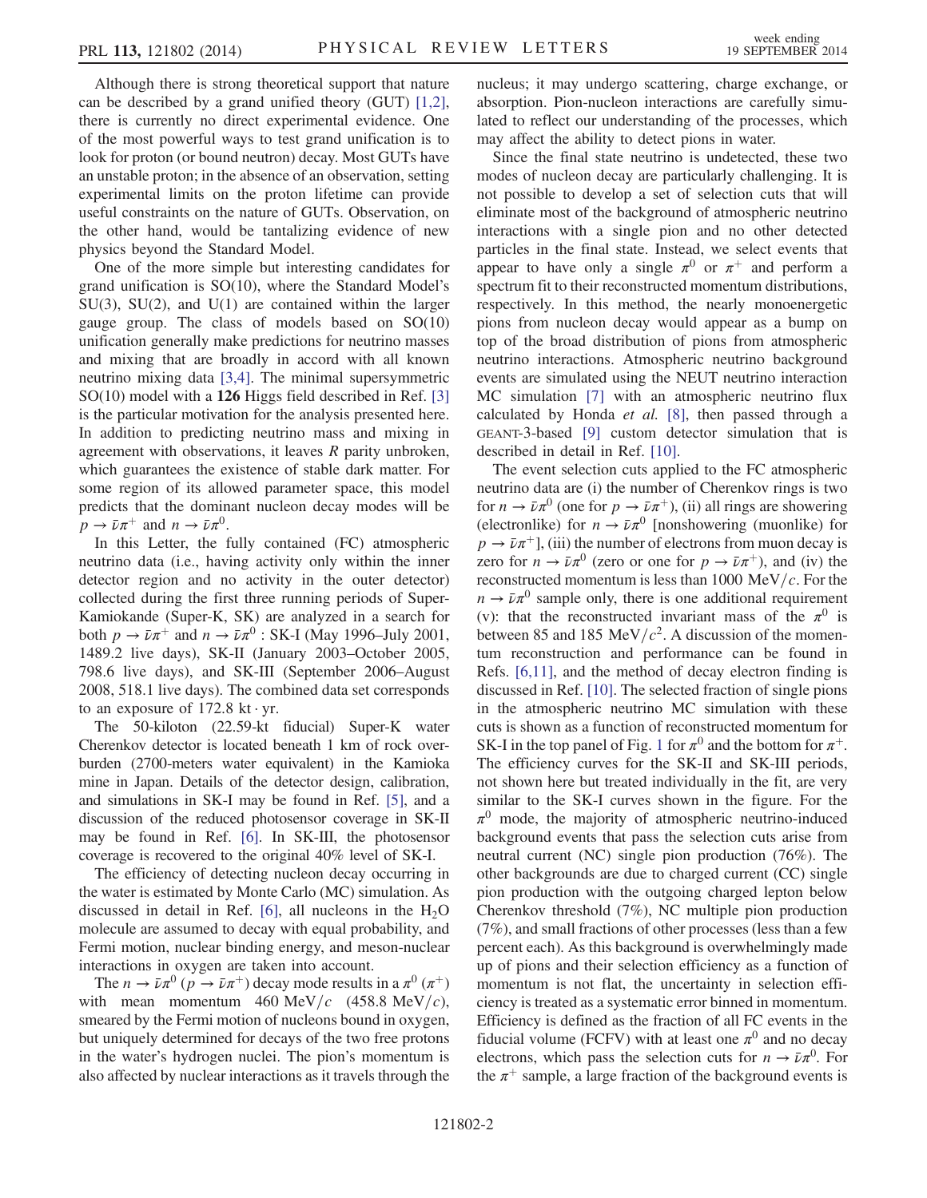Although there is strong theoretical support that nature can be described by a grand unified theory (GUT) [1,2], there is currently no direct experimental evidence. One of the most powerful ways to test grand unification is to look for proton (or bound neutron) decay. Most GUTs have an unstable proton; in the absence of an observation, setting experimental limits on the proton lifetime can provide useful constraints on the nature of GUTs. Observation, on the other hand, would be tantalizing evidence of new physics beyond the Standard Model.

One of the more simple but interesting candidates for grand unification is SO(10), where the Standard Model's SU(3), SU(2), and U(1) are contained within the larger gauge group. The class of models based on SO(10) unification generally make predictions for neutrino masses and mixing that are broadly in accord with all known neutrino mixing data [3,4]. The minimal supersymmetric SO(10) model with a **126** Higgs field described in Ref. [3] is the particular motivation for the analysis presented here. In addition to predicting neutrino mass and mixing in agreement with observations, it leaves $R$ parity unbroken, which guarantees the existence of stable dark matter. For some region of its allowed parameter space, this model predicts that the dominant nucleon decay modes will be $p \to \bar{\nu}\pi^+$ and $n \to \bar{\nu}\pi^0$.

In this Letter, the fully contained (FC) atmospheric neutrino data (i.e., having activity only within the inner detector region and no activity in the outer detector) collected during the first three running periods of Super-Kamiokande (Super-K, SK) are analyzed in a search for both $p \to \bar{\nu}\pi^+$ and $n \to \bar{\nu}\pi^0$ : SK-I (May 1996–July 2001, 1489.2 live days), SK-II (January 2003–October 2005, 798.6 live days), and SK-III (September 2006–August 2008, 518.1 live days). The combined data set corresponds to an exposure of 172.8 kt · yr.

The 50-kiloton (22.59-kt fiducial) Super-K water Cherenkov detector is located beneath 1 km of rock overburden (2700-meters water equivalent) in the Kamioka mine in Japan. Details of the detector design, calibration, and simulations in SK-I may be found in Ref. [5], and a discussion of the reduced photosensor coverage in SK-II may be found in Ref. [6]. In SK-III, the photosensor coverage is recovered to the original 40% level of SK-I.

The efficiency of detecting nucleon decay occurring in the water is estimated by Monte Carlo (MC) simulation. As discussed in detail in Ref. [6], all nucleons in the $H_2O$ molecule are assumed to decay with equal probability, and Fermi motion, nuclear binding energy, and meson-nuclear interactions in oxygen are taken into account.

The $n \to \bar{\nu}\pi^0$ ($p \to \bar{\nu}\pi^+$) decay mode results in a $\pi^0$ ($\pi^+$) with mean momentum 460 MeV/$c$ (458.8 MeV/$c$), smeared by the Fermi motion of nucleons bound in oxygen, but uniquely determined for decays of the two free protons in the water's hydrogen nuclei. The pion's momentum is also affected by nuclear interactions as it travels through the nucleus; it may undergo scattering, charge exchange, or absorption. Pion-nucleon interactions are carefully simulated to reflect our understanding of the processes, which may affect the ability to detect pions in water.

Since the final state neutrino is undetected, these two modes of nucleon decay are particularly challenging. It is not possible to develop a set of selection cuts that will eliminate most of the background of atmospheric neutrino interactions with a single pion and no other detected particles in the final state. Instead, we select events that appear to have only a single $\pi^0$ or $\pi^+$ and perform a spectrum fit to their reconstructed momentum distributions, respectively. In this method, the nearly monoenergetic pions from nucleon decay would appear as a bump on top of the broad distribution of pions from atmospheric neutrino interactions. Atmospheric neutrino background events are simulated using the NEUT neutrino interaction MC simulation [7] with an atmospheric neutrino flux calculated by Honda *et al.* [8], then passed through a GEANT-3-based [9] custom detector simulation that is described in detail in Ref. [10].

The event selection cuts applied to the FC atmospheric neutrino data are (i) the number of Cherenkov rings is two for $n \to \bar{\nu}\pi^0$ (one for $p \to \bar{\nu}\pi^+$), (ii) all rings are showering (electronlike) for $n \to \bar{\nu}\pi^0$ [nonshowering (muonlike) for $p \to \bar{\nu}\pi^+$], (iii) the number of electrons from muon decay is zero for $n \to \bar{\nu}\pi^0$ (zero or one for $p \to \bar{\nu}\pi^+$), and (iv) the reconstructed momentum is less than 1000 MeV/$c$. For the $n \to \bar{\nu}\pi^0$ sample only, there is one additional requirement (v): that the reconstructed invariant mass of the $\pi^0$ is between 85 and 185 MeV/$c^2$. A discussion of the momentum reconstruction and performance can be found in Refs. [6,11], and the method of decay electron finding is discussed in Ref. [10]. The selected fraction of single pions in the atmospheric neutrino MC simulation with these cuts is shown as a function of reconstructed momentum for SK-I in the top panel of Fig. 1 for $\pi^0$ and the bottom for $\pi^+$. The efficiency curves for the SK-II and SK-III periods, not shown here but treated individually in the fit, are very similar to the SK-I curves shown in the figure. For the $\pi^0$ mode, the majority of atmospheric neutrino-induced background events that pass the selection cuts arise from neutral current (NC) single pion production (76%). The other backgrounds are due to charged current (CC) single pion production with the outgoing charged lepton below Cherenkov threshold (7%), NC multiple pion production (7%), and small fractions of other processes (less than a few percent each). As this background is overwhelmingly made up of pions and their selection efficiency as a function of momentum is not flat, the uncertainty in selection efficiency is treated as a systematic error binned in momentum. Efficiency is defined as the fraction of all FC events in the fiducial volume (FCFV) with at least one $\pi^0$ and no decay electrons, which pass the selection cuts for $n \to \bar{\nu}\pi^0$. For the $\pi^+$ sample, a large fraction of the background events is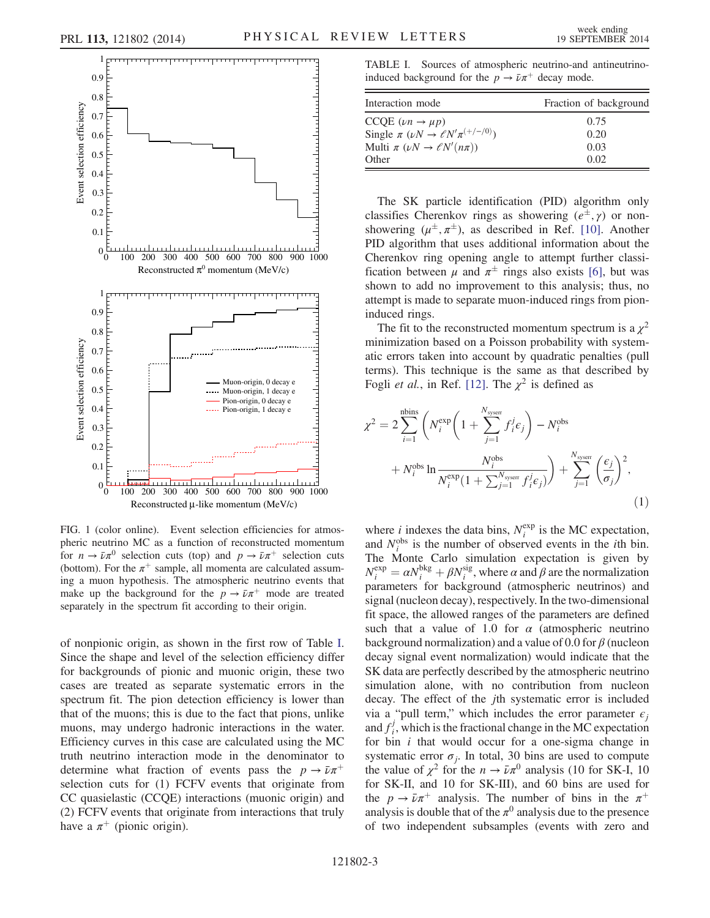FIG. 1 (color online). Event selection efficiencies for atmospheric neutrino MC as a function of reconstructed momentum for $n \to \bar{\nu}\pi^0$ selection cuts (top) and $p \to \bar{\nu}\pi^+$ selection cuts (bottom). For the $\pi^+$ sample, all momenta are calculated assuming a muon hypothesis. The atmospheric neutrino events that make up the background for the $p \to \bar{\nu}\pi^+$ mode are treated separately in the spectrum fit according to their origin.

of nonpionic origin, as shown in the first row of Table I. Since the shape and level of the selection efficiency differ for backgrounds of pionic and muonic origin, these two cases are treated as separate systematic errors in the spectrum fit. The pion detection efficiency is lower than that of the muons; this is due to the fact that pions, unlike muons, may undergo hadronic interactions in the water. Efficiency curves in this case are calculated using the MC truth neutrino interaction mode in the denominator to determine what fraction of events pass the $p \to \bar{\nu}\pi^+$ selection cuts for (1) FCFV events that originate from CC quasielastic (CCQE) interactions (muonic origin) and (2) FCFV events that originate from interactions that truly have a $\pi^+$ (pionic origin).

TABLE I. Sources of atmospheric neutrino-and antineutrino-induced background for the $p \to \bar{\nu}\pi^+$ decay mode.

| Interaction mode | Fraction of background |
|---|---|
| CCQE ($\nu n \to \mu p$) | 0.75 |
| Single $\pi$ ($\nu N \to \ell N' \pi^{(+/-/0)}$) | 0.20 |
| Multi $\pi$ ($\nu N \to \ell N' (n\pi)$) | 0.03 |
| Other | 0.02 |

The SK particle identification (PID) algorithm only classifies Cherenkov rings as showering ($e^{\pm}, \gamma$) or non-showering ($\mu^{\pm}, \pi^{\pm}$), as described in Ref. [10]. Another PID algorithm that uses additional information about the Cherenkov ring opening angle to attempt further classification between $\mu$ and $\pi^{\pm}$ rings also exists [6], but was shown to add no improvement to this analysis; thus, no attempt is made to separate muon-induced rings from pion-induced rings.

The fit to the reconstructed momentum spectrum is a $\chi^2$ minimization based on a Poisson probability with systematic errors taken into account by quadratic penalties (pull terms). This technique is the same as that described by Fogli *et al.*, in Ref. [12]. The $\chi^2$ is defined as

$$\chi^2 = 2\sum_{i=1}^{\text{nbins}} \left( N_i^{\text{exp}} \left( 1 + \sum_{j=1}^{N_{\text{syserr}}} f_i^j \epsilon_j \right) - N_i^{\text{obs}} + N_i^{\text{obs}} \ln \frac{N_i^{\text{obs}}}{N_i^{\text{exp}} (1 + \sum_{j=1}^{N_{\text{syserr}}} f_i^j \epsilon_j)} \right) + \sum_{j=1}^{N_{\text{syserr}}} \left( \frac{\epsilon_j}{\sigma_j} \right)^2, \tag{1}$$

where $i$ indexes the data bins, $N_i^{\text{exp}}$ is the MC expectation, and $N_i^{\text{obs}}$ is the number of observed events in the $i$th bin. The Monte Carlo simulation expectation is given by $N_i^{\text{exp}} = \alpha N_i^{\text{bkg}} + \beta N_i^{\text{sig}}$, where $\alpha$ and $\beta$ are the normalization parameters for background (atmospheric neutrinos) and signal (nucleon decay), respectively. In the two-dimensional fit space, the allowed ranges of the parameters are defined such that a value of 1.0 for $\alpha$ (atmospheric neutrino background normalization) and a value of 0.0 for $\beta$ (nucleon decay signal event normalization) would indicate that the SK data are perfectly described by the atmospheric neutrino simulation alone, with no contribution from nucleon decay. The effect of the $j$th systematic error is included via a "pull term," which includes the error parameter $\epsilon_j$ and $f_i^j$, which is the fractional change in the MC expectation for bin $i$ that would occur for a one-sigma change in systematic error $\sigma_j$. In total, 30 bins are used to compute the value of $\chi^2$ for the $n \to \bar{\nu}\pi^0$ analysis (10 for SK-I, 10 for SK-II, and 10 for SK-III), and 60 bins are used for the $p \to \bar{\nu}\pi^+$ analysis. The number of bins in the $\pi^+$ analysis is double that of the $\pi^0$ analysis due to the presence of two independent subsamples (events with zero and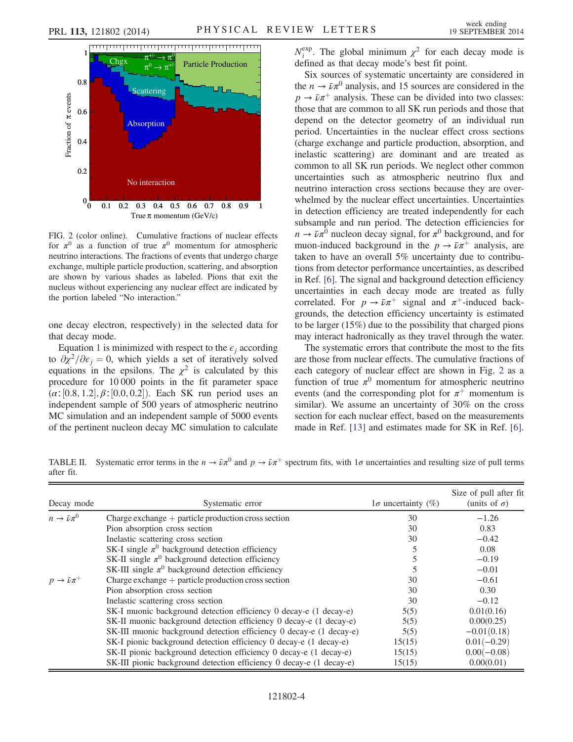FIG. 2 (color online). Cumulative fractions of nuclear effects for $\pi^0$ as a function of true $\pi^0$ momentum for atmospheric neutrino interactions. The fractions of events that undergo charge exchange, multiple particle production, scattering, and absorption are shown by various shades as labeled. Pions that exit the nucleus without experiencing any nuclear effect are indicated by the portion labeled "No interaction."

one decay electron, respectively) in the selected data for that decay mode.

Equation 1 is minimized with respect to the $\epsilon_j$ according to $\partial\chi^2/\partial\epsilon_j = 0$, which yields a set of iteratively solved equations in the epsilons. The $\chi^2$ is calculated by this procedure for 10 000 points in the fit parameter space ($\alpha$: [0.8, 1.2], $\beta$: [0.0, 0.2]). Each SK run period uses an independent sample of 500 years of atmospheric neutrino MC simulation and an independent sample of 5000 events of the pertinent nucleon decay MC simulation to calculate $N_i^{\rm exp}$. The global minimum $\chi^2$ for each decay mode is defined as that decay mode's best fit point.

Six sources of systematic uncertainty are considered in the $n \to \bar{\nu}\pi^0$ analysis, and 15 sources are considered in the $p \to \bar{\nu}\pi^+$ analysis. These can be divided into two classes: those that are common to all SK run periods and those that depend on the detector geometry of an individual run period. Uncertainties in the nuclear effect cross sections (charge exchange and particle production, absorption, and inelastic scattering) are dominant and are treated as common to all SK run periods. We neglect other common uncertainties such as atmospheric neutrino flux and neutrino interaction cross sections because they are overwhelmed by the nuclear effect uncertainties. Uncertainties in detection efficiency are treated independently for each subsample and run period. The detection efficiencies for $n \to \bar{\nu}\pi^0$ nucleon decay signal, for $\pi^0$ background, and for muon-induced background in the $p \to \bar{\nu}\pi^+$ analysis, are taken to have an overall 5% uncertainty due to contributions from detector performance uncertainties, as described in Ref. [6]. The signal and background detection efficiency uncertainties in each decay mode are treated as fully correlated. For $p \to \bar{\nu}\pi^+$ signal and $\pi^+$-induced backgrounds, the detection efficiency uncertainty is estimated to be larger (15%) due to the possibility that charged pions may interact hadronically as they travel through the water.

The systematic errors that contribute the most to the fits are those from nuclear effects. The cumulative fractions of each category of nuclear effect are shown in Fig. 2 as a function of true $\pi^0$ momentum for atmospheric neutrino events (and the corresponding plot for $\pi^+$ momentum is similar). We assume an uncertainty of 30% on the cross section for each nuclear effect, based on the measurements made in Ref. [13] and estimates made for SK in Ref. [6].

TABLE II. Systematic error terms in the $n \to \bar{\nu}\pi^0$ and $p \to \bar{\nu}\pi^+$ spectrum fits, with $1\sigma$ uncertainties and resulting size of pull terms after fit.

| Decay mode | Systematic error | $1\sigma$ uncertainty (%) | Size of pull after fit (units of $\sigma$) |
|---|---|---|---|
| $n \to \bar{\nu}\pi^0$ | Charge exchange + particle production cross section | 30 | −1.26 |
| | Pion absorption cross section | 30 | 0.83 |
| | Inelastic scattering cross section | 30 | −0.42 |
| | SK-I single $\pi^0$ background detection efficiency | 5 | 0.08 |
| | SK-II single $\pi^0$ background detection efficiency | 5 | −0.19 |
| | SK-III single $\pi^0$ background detection efficiency | 5 | −0.01 |
| $p \to \bar{\nu}\pi^+$ | Charge exchange + particle production cross section | 30 | −0.61 |
| | Pion absorption cross section | 30 | 0.30 |
| | Inelastic scattering cross section | 30 | −0.12 |
| | SK-I muonic background detection efficiency 0 decay-e (1 decay-e) | 5(5) | 0.01(0.16) |
| | SK-II muonic background detection efficiency 0 decay-e (1 decay-e) | 5(5) | 0.00(0.25) |
| | SK-III muonic background detection efficiency 0 decay-e (1 decay-e) | 5(5) | −0.01(0.18) |
| | SK-I pionic background detection efficiency 0 decay-e (1 decay-e) | 15(15) | 0.01(−0.29) |
| | SK-II pionic background detection efficiency 0 decay-e (1 decay-e) | 15(15) | 0.00(−0.08) |
| | SK-III pionic background detection efficiency 0 decay-e (1 decay-e) | 15(15) | 0.00(0.01) |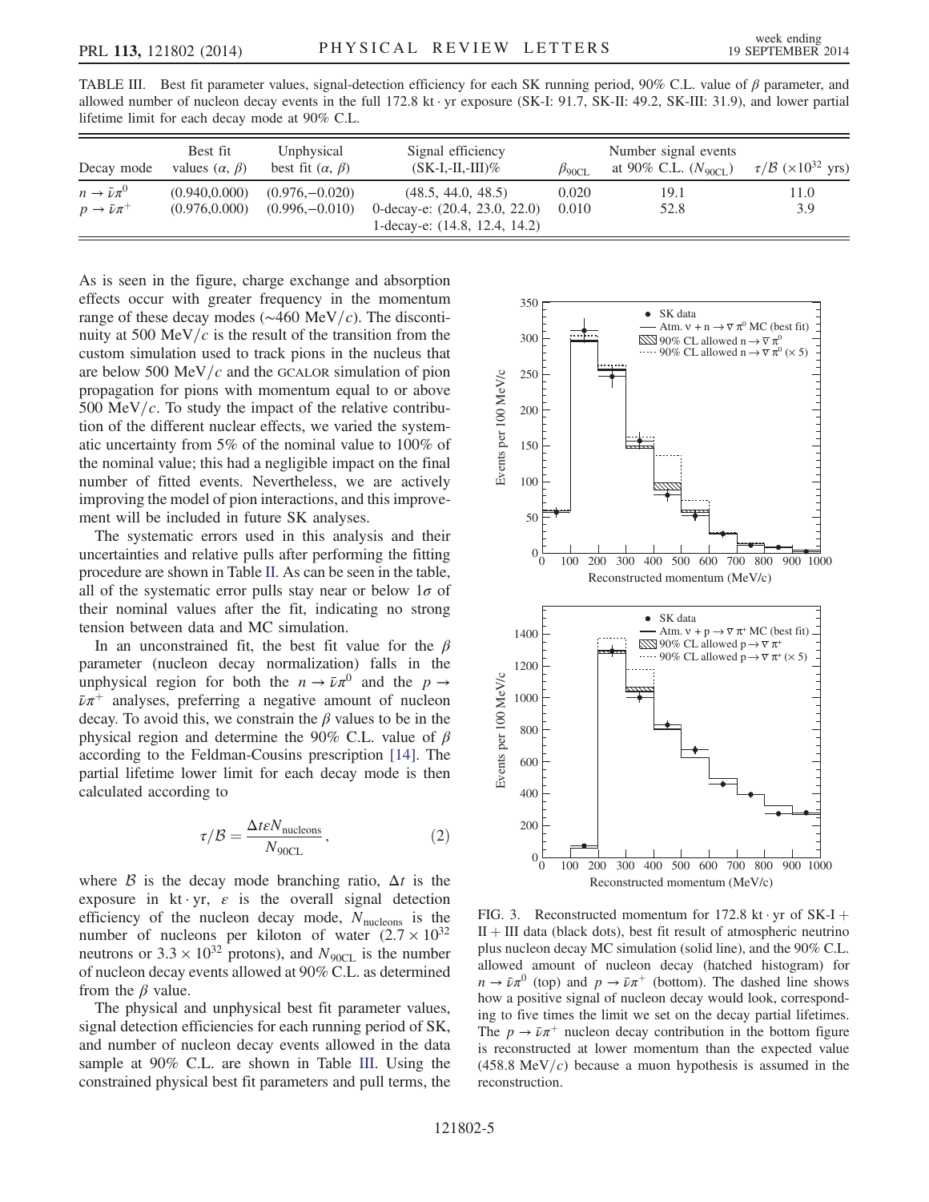TABLE III. Best fit parameter values, signal-detection efficiency for each SK running period, 90% C.L. value of $\beta$ parameter, and allowed number of nucleon decay events in the full 172.8 kt · yr exposure (SK-I: 91.7, SK-II: 49.2, SK-III: 31.9), and lower partial lifetime limit for each decay mode at 90% C.L.

| Decay mode | Best fit values $(\alpha, \beta)$ | Unphysical best fit $(\alpha, \beta)$ | Signal efficiency (SK-I,-II,-III)% | $\beta_{90\text{CL}}$ | Number signal events at 90% C.L. ($N_{90\text{CL}}$) | $\tau/\mathcal{B}$ ($\times 10^{32}$ yrs) |
|---|---|---|---|---|---|---|
| $n \to \bar{\nu}\pi^0$ | (0.940,0.000) | (0.976,−0.020) | (48.5, 44.0, 48.5) | 0.020 | 19.1 | 11.0 |
| $p \to \bar{\nu}\pi^+$ | (0.976,0.000) | (0.996,−0.010) | 0-decay-e: (20.4, 23.0, 22.0) | 0.010 | 52.8 | 3.9 |
| | | | 1-decay-e: (14.8, 12.4, 14.2) | | | |

As is seen in the figure, charge exchange and absorption effects occur with greater frequency in the momentum range of these decay modes (∼460 MeV/$c$). The discontinuity at 500 MeV/$c$ is the result of the transition from the custom simulation used to track pions in the nucleus that are below 500 MeV/$c$ and the GCALOR simulation of pion propagation for pions with momentum equal to or above 500 MeV/$c$. To study the impact of the relative contribution of the different nuclear effects, we varied the systematic uncertainty from 5% of the nominal value to 100% of the nominal value; this had a negligible impact on the final number of fitted events. Nevertheless, we are actively improving the model of pion interactions, and this improvement will be included in future SK analyses.

The systematic errors used in this analysis and their uncertainties and relative pulls after performing the fitting procedure are shown in Table II. As can be seen in the table, all of the systematic error pulls stay near or below $1\sigma$ of their nominal values after the fit, indicating no strong tension between data and MC simulation.

In an unconstrained fit, the best fit value for the $\beta$ parameter (nucleon decay normalization) falls in the unphysical region for both the $n \to \bar{\nu}\pi^0$ and the $p \to \bar{\nu}\pi^+$ analyses, preferring a negative amount of nucleon decay. To avoid this, we constrain the $\beta$ values to be in the physical region and determine the 90% C.L. value of $\beta$ according to the Feldman-Cousins prescription [14]. The partial lifetime lower limit for each decay mode is then calculated according to

$$\tau/\mathcal{B} = \frac{\Delta t \epsilon N_{\text{nucleons}}}{N_{90\text{CL}}}, \tag{2}$$

where $\mathcal{B}$ is the decay mode branching ratio, $\Delta t$ is the exposure in kt · yr, $\epsilon$ is the overall signal detection efficiency of the nucleon decay mode, $N_{\text{nucleons}}$ is the number of nucleons per kiloton of water ($2.7 \times 10^{32}$ neutrons or $3.3 \times 10^{32}$ protons), and $N_{90\text{CL}}$ is the number of nucleon decay events allowed at 90% C.L. as determined from the $\beta$ value.

The physical and unphysical best fit parameter values, signal detection efficiencies for each running period of SK, and number of nucleon decay events allowed in the data sample at 90% C.L. are shown in Table III. Using the constrained physical best fit parameters and pull terms, the

FIG. 3. Reconstructed momentum for 172.8 kt · yr of SK-I + II + III data (black dots), best fit result of atmospheric neutrino plus nucleon decay MC simulation (solid line), and the 90% C.L. allowed amount of nucleon decay (hatched histogram) for $n \to \bar{\nu}\pi^0$ (top) and $p \to \bar{\nu}\pi^+$ (bottom). The dashed line shows how a positive signal of nucleon decay would look, corresponding to five times the limit we set on the decay partial lifetimes. The $p \to \bar{\nu}\pi^+$ nucleon decay contribution in the bottom figure is reconstructed at lower momentum than the expected value (458.8 MeV/$c$) because a muon hypothesis is assumed in the reconstruction.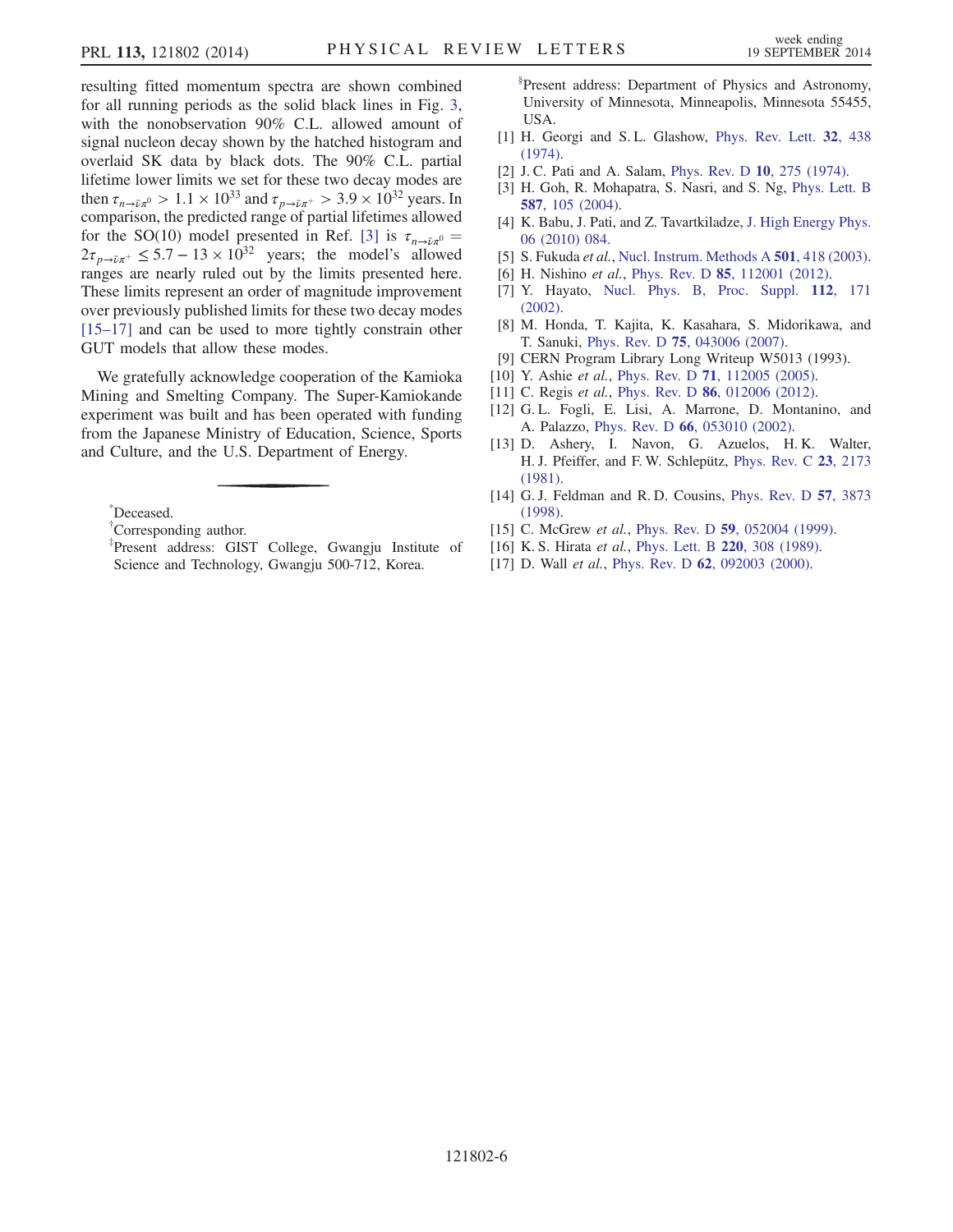resulting fitted momentum spectra are shown combined for all running periods as the solid black lines in Fig. 3, with the nonobservation 90% C.L. allowed amount of signal nucleon decay shown by the hatched histogram and overlaid SK data by black dots. The 90% C.L. partial lifetime lower limits we set for these two decay modes are then $\tau_{n\to\bar{\nu}\pi^0} > 1.1\times 10^{33}$ and $\tau_{p\to\bar{\nu}\pi^+} > 3.9\times 10^{32}$ years. In comparison, the predicted range of partial lifetimes allowed for the SO(10) model presented in Ref. [3] is $\tau_{n\to\bar{\nu}\pi^0} = 2\tau_{p\to\bar{\nu}\pi^+} \le 5.7 - 13\times 10^{32}$ years; the model's allowed ranges are nearly ruled out by the limits presented here. These limits represent an order of magnitude improvement over previously published limits for these two decay modes [15–17] and can be used to more tightly constrain other GUT models that allow these modes.

We gratefully acknowledge cooperation of the Kamioka Mining and Smelting Company. The Super-Kamiokande experiment was built and has been operated with funding from the Japanese Ministry of Education, Science, Sports and Culture, and the U.S. Department of Energy.

---

[*]Deceased.

[†]Corresponding author.

[‡]Present address: GIST College, Gwangju Institute of Science and Technology, Gwangju 500-712, Korea.

[§]Present address: Department of Physics and Astronomy, University of Minnesota, Minneapolis, Minnesota 55455, USA.

[1] H. Georgi and S. L. Glashow, Phys. Rev. Lett. **32**, 438 (1974).

[2] J. C. Pati and A. Salam, Phys. Rev. D **10**, 275 (1974).

[3] H. Goh, R. Mohapatra, S. Nasri, and S. Ng, Phys. Lett. B **587**, 105 (2004).

[4] K. Babu, J. Pati, and Z. Tavartkiladze, J. High Energy Phys. 06 (2010) 084.

[5] S. Fukuda *et al.*, Nucl. Instrum. Methods A **501**, 418 (2003).

[6] H. Nishino *et al.*, Phys. Rev. D **85**, 112001 (2012).

[7] Y. Hayato, Nucl. Phys. B, Proc. Suppl. **112**, 171 (2002).

[8] M. Honda, T. Kajita, K. Kasahara, S. Midorikawa, and T. Sanuki, Phys. Rev. D **75**, 043006 (2007).

[9] CERN Program Library Long Writeup W5013 (1993).

[10] Y. Ashie *et al.*, Phys. Rev. D **71**, 112005 (2005).

[11] C. Regis *et al.*, Phys. Rev. D **86**, 012006 (2012).

[12] G. L. Fogli, E. Lisi, A. Marrone, D. Montanino, and A. Palazzo, Phys. Rev. D **66**, 053010 (2002).

[13] D. Ashery, I. Navon, G. Azuelos, H. K. Walter, H. J. Pfeiffer, and F. W. Schlepütz, Phys. Rev. C **23**, 2173 (1981).

[14] G. J. Feldman and R. D. Cousins, Phys. Rev. D **57**, 3873 (1998).

[15] C. McGrew *et al.*, Phys. Rev. D **59**, 052004 (1999).

[16] K. S. Hirata *et al.*, Phys. Lett. B **220**, 308 (1989).

[17] D. Wall *et al.*, Phys. Rev. D **62**, 092003 (2000).